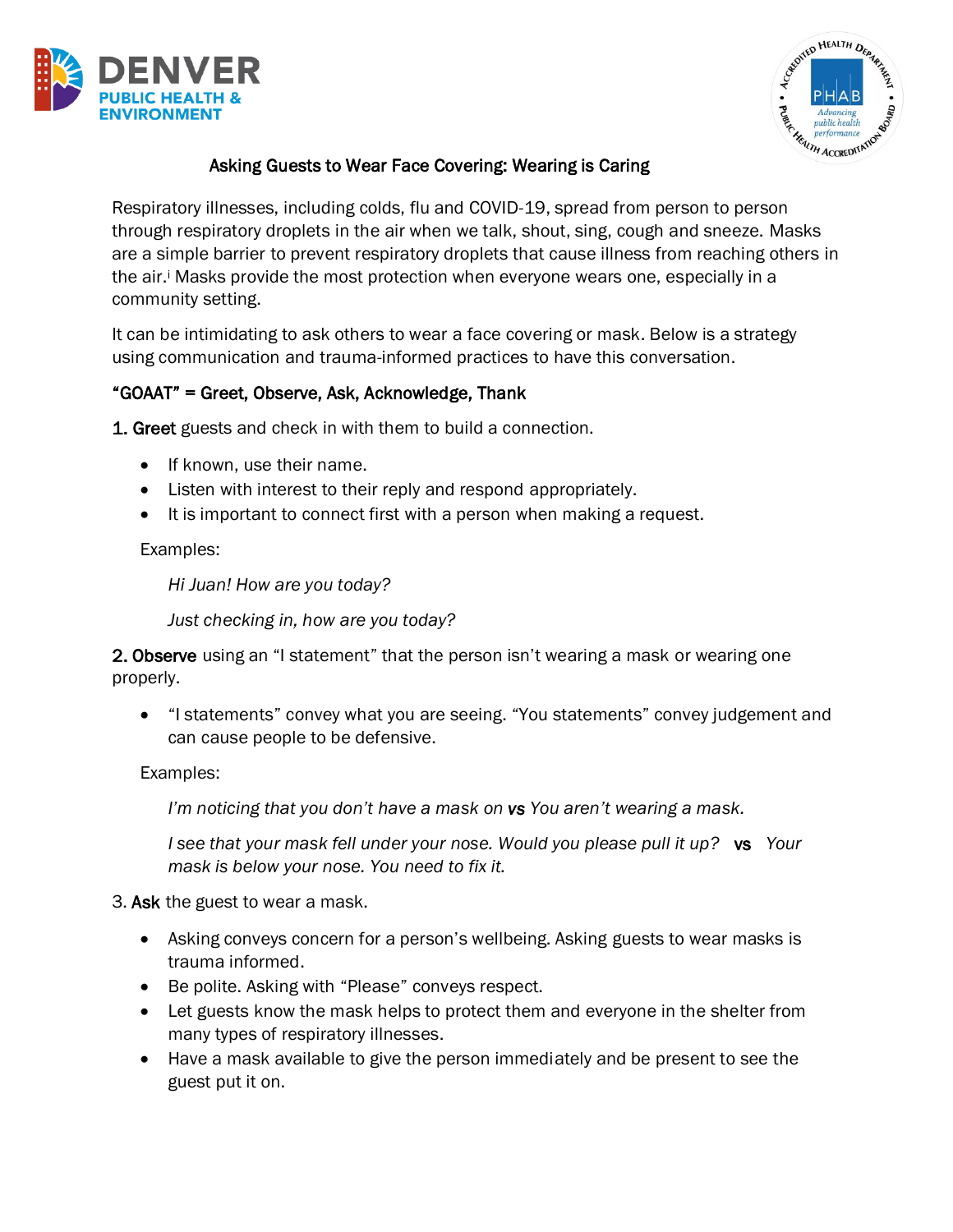# Asking Guests to Wear Face Covering: Wearing is Caring

Respiratory illnesses, including colds, flu and COVID-19, spread from person to person through respiratory droplets in the air when we talk, shout, sing, cough and sneeze. Masks are a simple barrier to prevent respiratory droplets that cause illness from reaching others in the air.[i] Masks provide the most protection when everyone wears one, especially in a community setting.

It can be intimidating to ask others to wear a face covering or mask. Below is a strategy using communication and trauma-informed practices to have this conversation.

## "GOAAT" = Greet, Observe, Ask, Acknowledge, Thank

**1. Greet** guests and check in with them to build a connection.

- If known, use their name.
- Listen with interest to their reply and respond appropriately.
- It is important to connect first with a person when making a request.

Examples:

*Hi Juan! How are you today?*

*Just checking in, how are you today?*

**2. Observe** using an "I statement" that the person isn't wearing a mask or wearing one properly.

- "I statements" convey what you are seeing. "You statements" convey judgement and can cause people to be defensive.

Examples:

*I'm noticing that you don't have a mask on* **vs** *You aren't wearing a mask.*

*I see that your mask fell under your nose. Would you please pull it up?* **vs** *Your mask is below your nose. You need to fix it.*

3. **Ask** the guest to wear a mask.

- Asking conveys concern for a person's wellbeing. Asking guests to wear masks is trauma informed.
- Be polite. Asking with "Please" conveys respect.
- Let guests know the mask helps to protect them and everyone in the shelter from many types of respiratory illnesses.
- Have a mask available to give the person immediately and be present to see the guest put it on.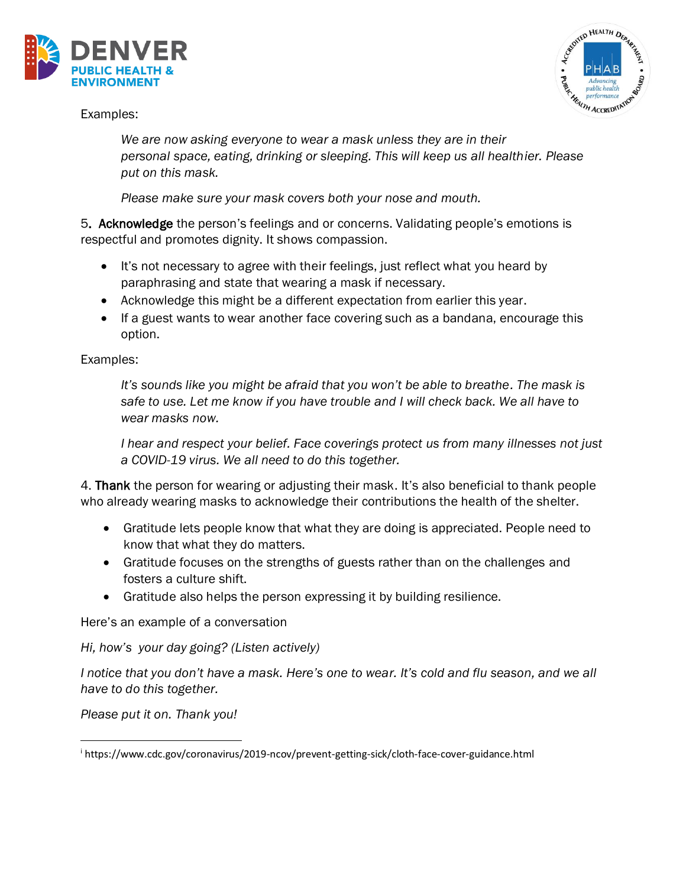Examples:

> *We are now asking everyone to wear a mask unless they are in their personal space, eating, drinking or sleeping. This will keep us all healthier. Please put on this mask.*
>
> *Please make sure your mask covers both your nose and mouth.*

5. **Acknowledge** the person's feelings and or concerns. Validating people's emotions is respectful and promotes dignity. It shows compassion.

- It's not necessary to agree with their feelings, just reflect what you heard by paraphrasing and state that wearing a mask if necessary.
- Acknowledge this might be a different expectation from earlier this year.
- If a guest wants to wear another face covering such as a bandana, encourage this option.

Examples:

> *It's sounds like you might be afraid that you won't be able to breathe. The mask is safe to use. Let me know if you have trouble and I will check back. We all have to wear masks now.*
>
> *I hear and respect your belief. Face coverings protect us from many illnesses not just a COVID-19 virus. We all need to do this together.*

4. **Thank** the person for wearing or adjusting their mask. It's also beneficial to thank people who already wearing masks to acknowledge their contributions the health of the shelter.

- Gratitude lets people know that what they are doing is appreciated. People need to know that what they do matters.
- Gratitude focuses on the strengths of guests rather than on the challenges and fosters a culture shift.
- Gratitude also helps the person expressing it by building resilience.

Here's an example of a conversation

*Hi, how's your day going? (Listen actively)*

*I notice that you don't have a mask. Here's one to wear. It's cold and flu season, and we all have to do this together.*

*Please put it on. Thank you!*

---

[i] https://www.cdc.gov/coronavirus/2019-ncov/prevent-getting-sick/cloth-face-cover-guidance.html